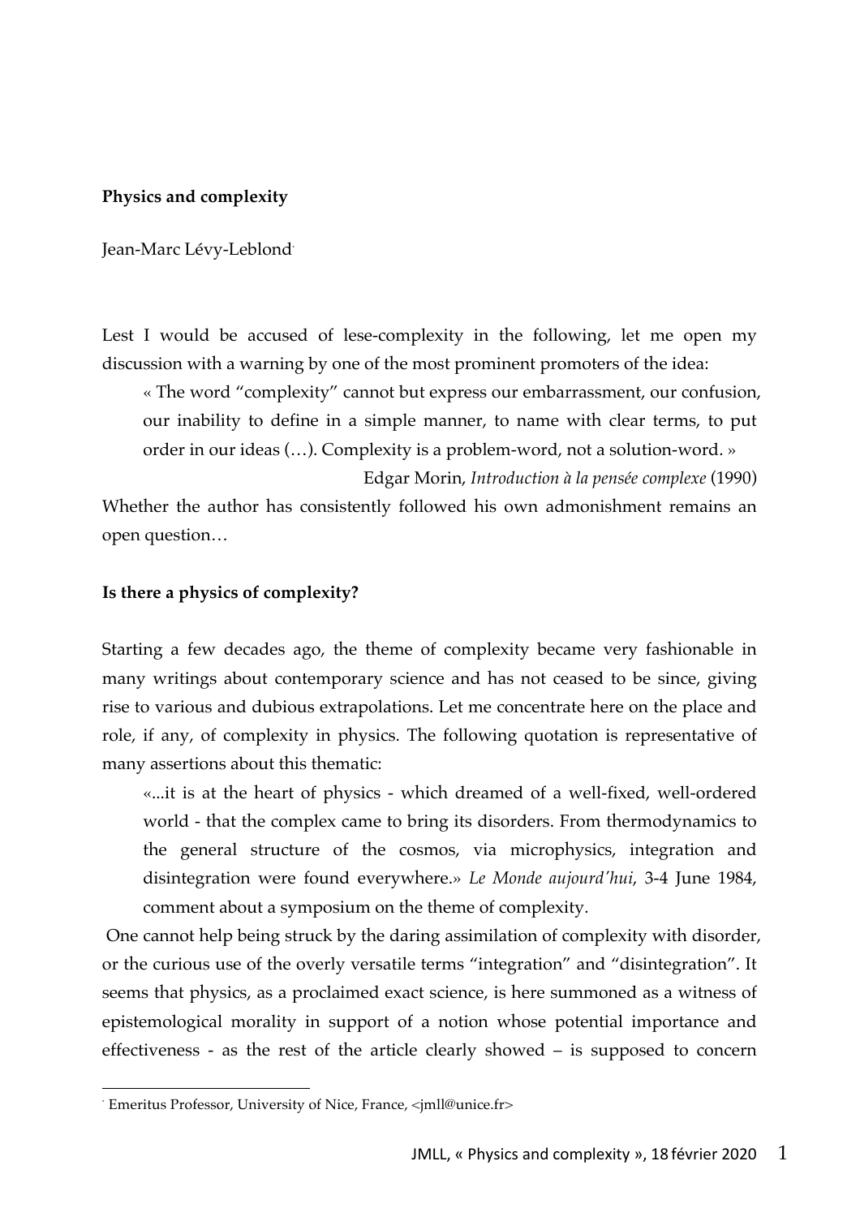**Physics and complexity**

Jean-Marc Lévy-Leblond[*]

Lest I would be accused of lese-complexity in the following, let me open my discussion with a warning by one of the most prominent promoters of the idea:

> « The word "complexity" cannot but express our embarrassment, our confusion, our inability to define in a simple manner, to name with clear terms, to put order in our ideas (…). Complexity is a problem-word, not a solution-word. »
>
> Edgar Morin, *Introduction à la pensée complexe* (1990)

Whether the author has consistently followed his own admonishment remains an open question…

**Is there a physics of complexity?**

Starting a few decades ago, the theme of complexity became very fashionable in many writings about contemporary science and has not ceased to be since, giving rise to various and dubious extrapolations. Let me concentrate here on the place and role, if any, of complexity in physics. The following quotation is representative of many assertions about this thematic:

> «...it is at the heart of physics - which dreamed of a well-fixed, well-ordered world - that the complex came to bring its disorders. From thermodynamics to the general structure of the cosmos, via microphysics, integration and disintegration were found everywhere.» *Le Monde aujourd'hui*, 3-4 June 1984, comment about a symposium on the theme of complexity.

One cannot help being struck by the daring assimilation of complexity with disorder, or the curious use of the overly versatile terms "integration" and "disintegration". It seems that physics, as a proclaimed exact science, is here summoned as a witness of epistemological morality in support of a notion whose potential importance and effectiveness - as the rest of the article clearly showed – is supposed to concern

[*] Emeritus Professor, University of Nice, France, <jmll@unice.fr>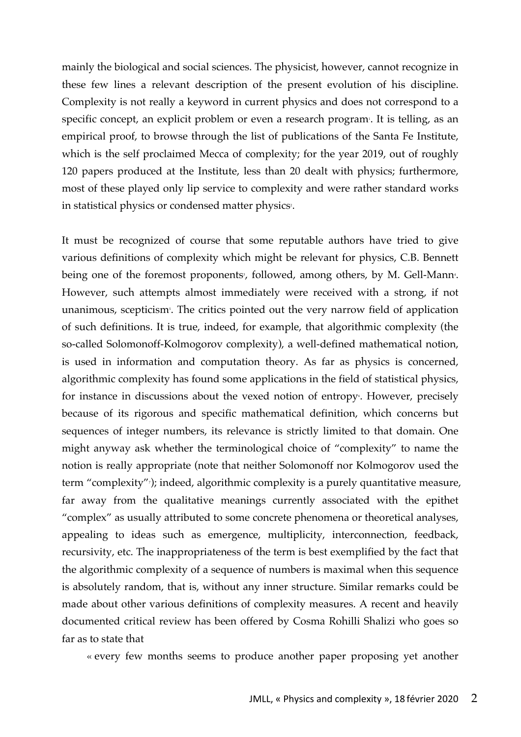mainly the biological and social sciences. The physicist, however, cannot recognize in these few lines a relevant description of the present evolution of his discipline. Complexity is not really a keyword in current physics and does not correspond to a specific concept, an explicit problem or even a research program[1]. It is telling, as an empirical proof, to browse through the list of publications of the Santa Fe Institute, which is the self proclaimed Mecca of complexity; for the year 2019, out of roughly 120 papers produced at the Institute, less than 20 dealt with physics; furthermore, most of these played only lip service to complexity and were rather standard works in statistical physics or condensed matter physics[2].

It must be recognized of course that some reputable authors have tried to give various definitions of complexity which might be relevant for physics, C.B. Bennett being one of the foremost proponents[3], followed, among others, by M. Gell-Mann[4]. However, such attempts almost immediately were received with a strong, if not unanimous, scepticism[5]. The critics pointed out the very narrow field of application of such definitions. It is true, indeed, for example, that algorithmic complexity (the so-called Solomonoff-Kolmogorov complexity), a well-defined mathematical notion, is used in information and computation theory. As far as physics is concerned, algorithmic complexity has found some applications in the field of statistical physics, for instance in discussions about the vexed notion of entropy[6]. However, precisely because of its rigorous and specific mathematical definition, which concerns but sequences of integer numbers, its relevance is strictly limited to that domain. One might anyway ask whether the terminological choice of "complexity" to name the notion is really appropriate (note that neither Solomonoff nor Kolmogorov used the term "complexity"[7]); indeed, algorithmic complexity is a purely quantitative measure, far away from the qualitative meanings currently associated with the epithet "complex" as usually attributed to some concrete phenomena or theoretical analyses, appealing to ideas such as emergence, multiplicity, interconnection, feedback, recursivity, etc. The inappropriateness of the term is best exemplified by the fact that the algorithmic complexity of a sequence of numbers is maximal when this sequence is absolutely random, that is, without any inner structure. Similar remarks could be made about other various definitions of complexity measures. A recent and heavily documented critical review has been offered by Cosma Rohilli Shalizi who goes so far as to state that

« every few months seems to produce another paper proposing yet another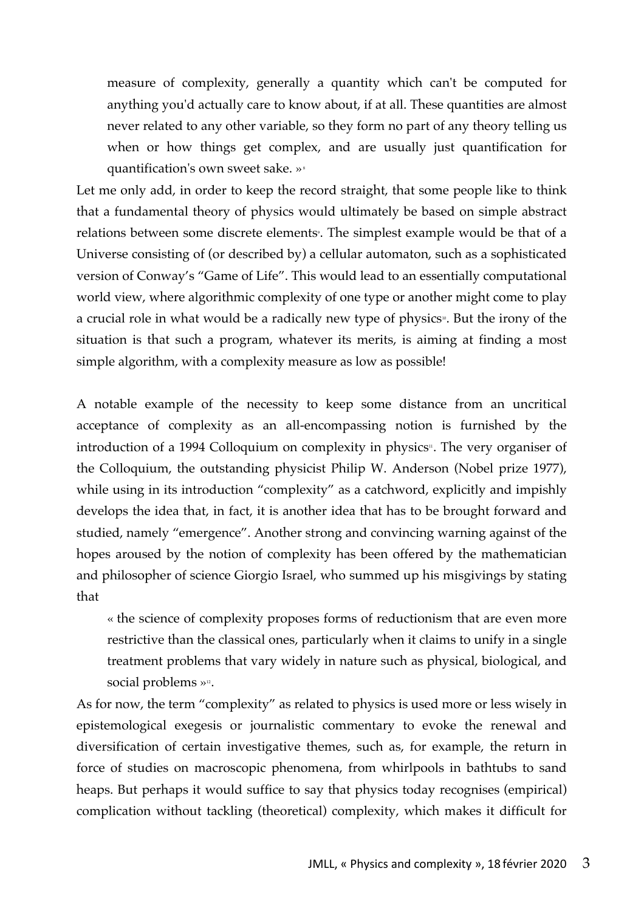> measure of complexity, generally a quantity which can't be computed for anything you'd actually care to know about, if at all. These quantities are almost never related to any other variable, so they form no part of any theory telling us when or how things get complex, and are usually just quantification for quantification's own sweet sake. »[8]

Let me only add, in order to keep the record straight, that some people like to think that a fundamental theory of physics would ultimately be based on simple abstract relations between some discrete elements[9]. The simplest example would be that of a Universe consisting of (or described by) a cellular automaton, such as a sophisticated version of Conway's "Game of Life". This would lead to an essentially computational world view, where algorithmic complexity of one type or another might come to play a crucial role in what would be a radically new type of physics[10]. But the irony of the situation is that such a program, whatever its merits, is aiming at finding a most simple algorithm, with a complexity measure as low as possible!

A notable example of the necessity to keep some distance from an uncritical acceptance of complexity as an all-encompassing notion is furnished by the introduction of a 1994 Colloquium on complexity in physics[11]. The very organiser of the Colloquium, the outstanding physicist Philip W. Anderson (Nobel prize 1977), while using in its introduction "complexity" as a catchword, explicitly and impishly develops the idea that, in fact, it is another idea that has to be brought forward and studied, namely "emergence". Another strong and convincing warning against of the hopes aroused by the notion of complexity has been offered by the mathematician and philosopher of science Giorgio Israel, who summed up his misgivings by stating that

> « the science of complexity proposes forms of reductionism that are even more restrictive than the classical ones, particularly when it claims to unify in a single treatment problems that vary widely in nature such as physical, biological, and social problems »[12].

As for now, the term "complexity" as related to physics is used more or less wisely in epistemological exegesis or journalistic commentary to evoke the renewal and diversification of certain investigative themes, such as, for example, the return in force of studies on macroscopic phenomena, from whirlpools in bathtubs to sand heaps. But perhaps it would suffice to say that physics today recognises (empirical) complication without tackling (theoretical) complexity, which makes it difficult for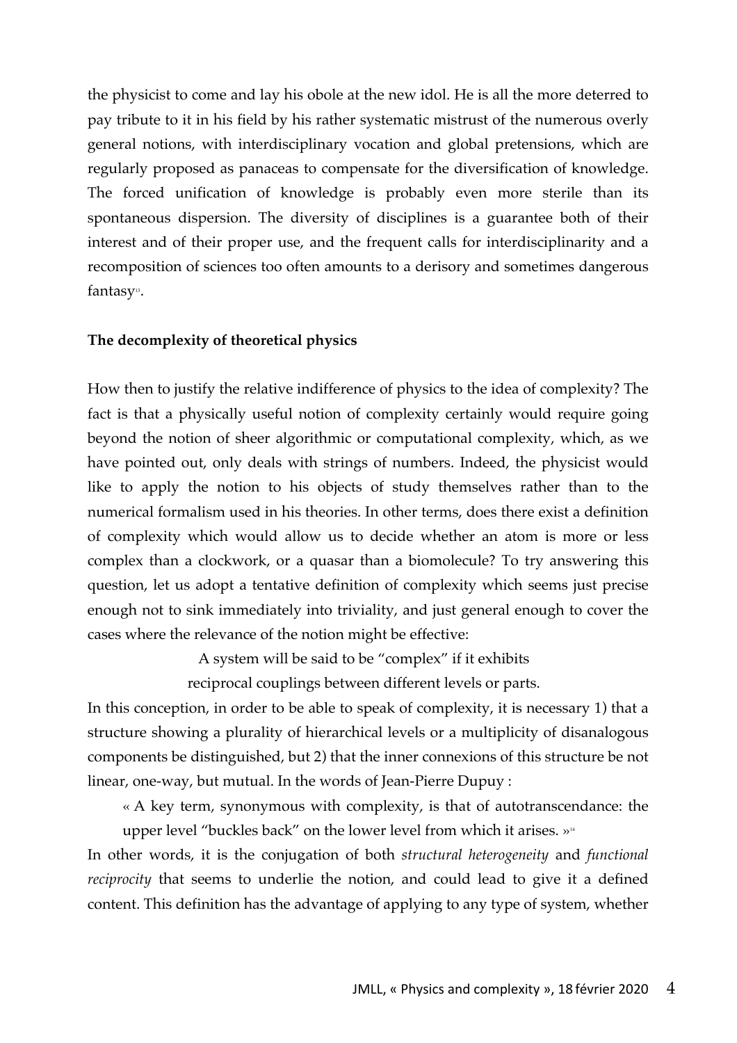the physicist to come and lay his obole at the new idol. He is all the more deterred to pay tribute to it in his field by his rather systematic mistrust of the numerous overly general notions, with interdisciplinary vocation and global pretensions, which are regularly proposed as panaceas to compensate for the diversification of knowledge. The forced unification of knowledge is probably even more sterile than its spontaneous dispersion. The diversity of disciplines is a guarantee both of their interest and of their proper use, and the frequent calls for interdisciplinarity and a recomposition of sciences too often amounts to a derisory and sometimes dangerous fantasy[13].

**The decomplexity of theoretical physics**

How then to justify the relative indifference of physics to the idea of complexity? The fact is that a physically useful notion of complexity certainly would require going beyond the notion of sheer algorithmic or computational complexity, which, as we have pointed out, only deals with strings of numbers. Indeed, the physicist would like to apply the notion to his objects of study themselves rather than to the numerical formalism used in his theories. In other terms, does there exist a definition of complexity which would allow us to decide whether an atom is more or less complex than a clockwork, or a quasar than a biomolecule? To try answering this question, let us adopt a tentative definition of complexity which seems just precise enough not to sink immediately into triviality, and just general enough to cover the cases where the relevance of the notion might be effective:

A system will be said to be "complex" if it exhibits
reciprocal couplings between different levels or parts.

In this conception, in order to be able to speak of complexity, it is necessary 1) that a structure showing a plurality of hierarchical levels or a multiplicity of disanalogous components be distinguished, but 2) that the inner connexions of this structure be not linear, one-way, but mutual. In the words of Jean-Pierre Dupuy :

> « A key term, synonymous with complexity, is that of autotranscendance: the upper level "buckles back" on the lower level from which it arises. »[14]

In other words, it is the conjugation of both *structural heterogeneity* and *functional reciprocity* that seems to underlie the notion, and could lead to give it a defined content. This definition has the advantage of applying to any type of system, whether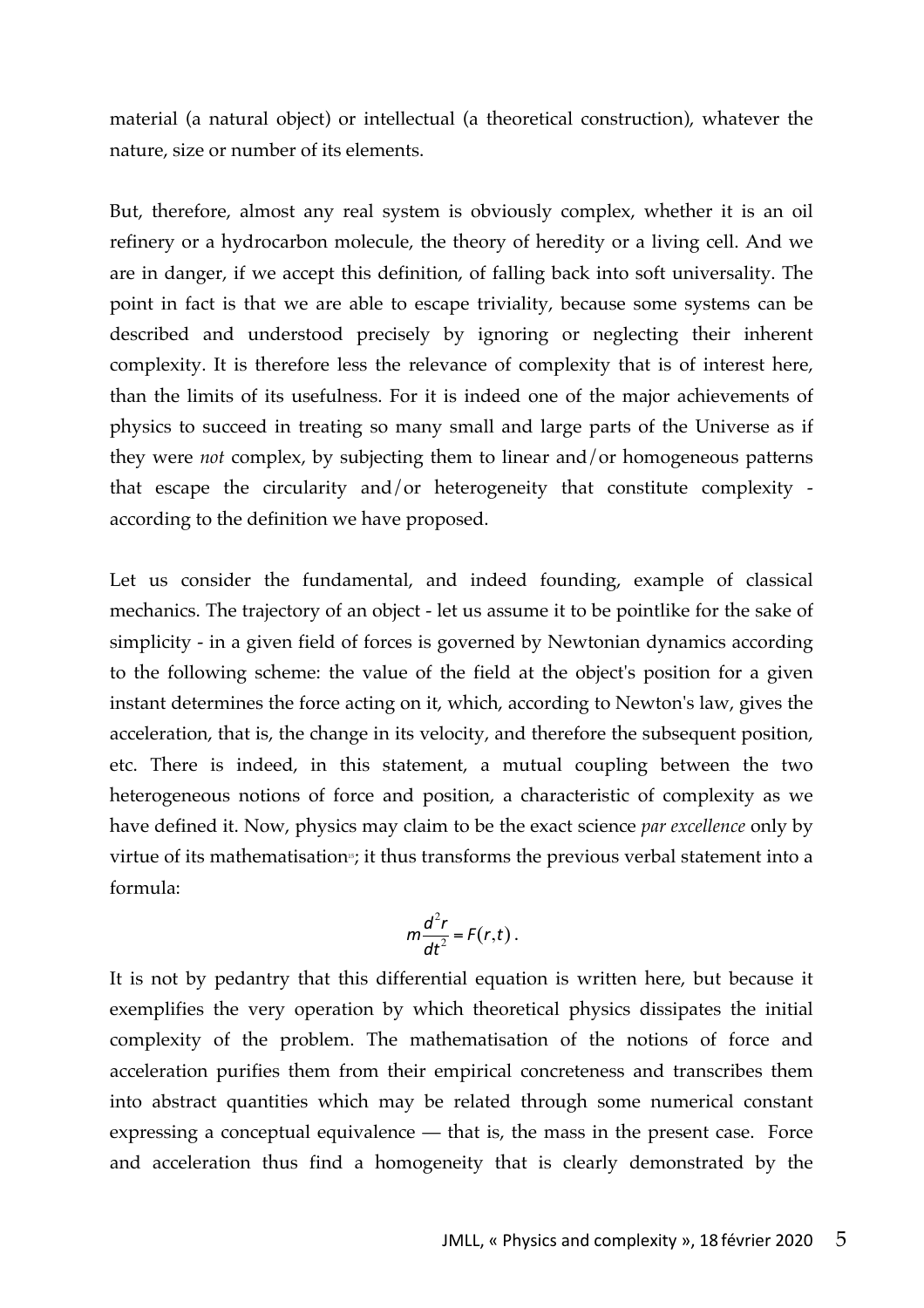material (a natural object) or intellectual (a theoretical construction), whatever the nature, size or number of its elements.

But, therefore, almost any real system is obviously complex, whether it is an oil refinery or a hydrocarbon molecule, the theory of heredity or a living cell. And we are in danger, if we accept this definition, of falling back into soft universality. The point in fact is that we are able to escape triviality, because some systems can be described and understood precisely by ignoring or neglecting their inherent complexity. It is therefore less the relevance of complexity that is of interest here, than the limits of its usefulness. For it is indeed one of the major achievements of physics to succeed in treating so many small and large parts of the Universe as if they were *not* complex, by subjecting them to linear and/or homogeneous patterns that escape the circularity and/or heterogeneity that constitute complexity - according to the definition we have proposed.

Let us consider the fundamental, and indeed founding, example of classical mechanics. The trajectory of an object - let us assume it to be pointlike for the sake of simplicity - in a given field of forces is governed by Newtonian dynamics according to the following scheme: the value of the field at the object's position for a given instant determines the force acting on it, which, according to Newton's law, gives the acceleration, that is, the change in its velocity, and therefore the subsequent position, etc. There is indeed, in this statement, a mutual coupling between the two heterogeneous notions of force and position, a characteristic of complexity as we have defined it. Now, physics may claim to be the exact science *par excellence* only by virtue of its mathematisation[15]; it thus transforms the previous verbal statement into a formula:

$$m\frac{d^2r}{dt^2} = F(r,t)\,.$$

It is not by pedantry that this differential equation is written here, but because it exemplifies the very operation by which theoretical physics dissipates the initial complexity of the problem. The mathematisation of the notions of force and acceleration purifies them from their empirical concreteness and transcribes them into abstract quantities which may be related through some numerical constant expressing a conceptual equivalence — that is, the mass in the present case. Force and acceleration thus find a homogeneity that is clearly demonstrated by the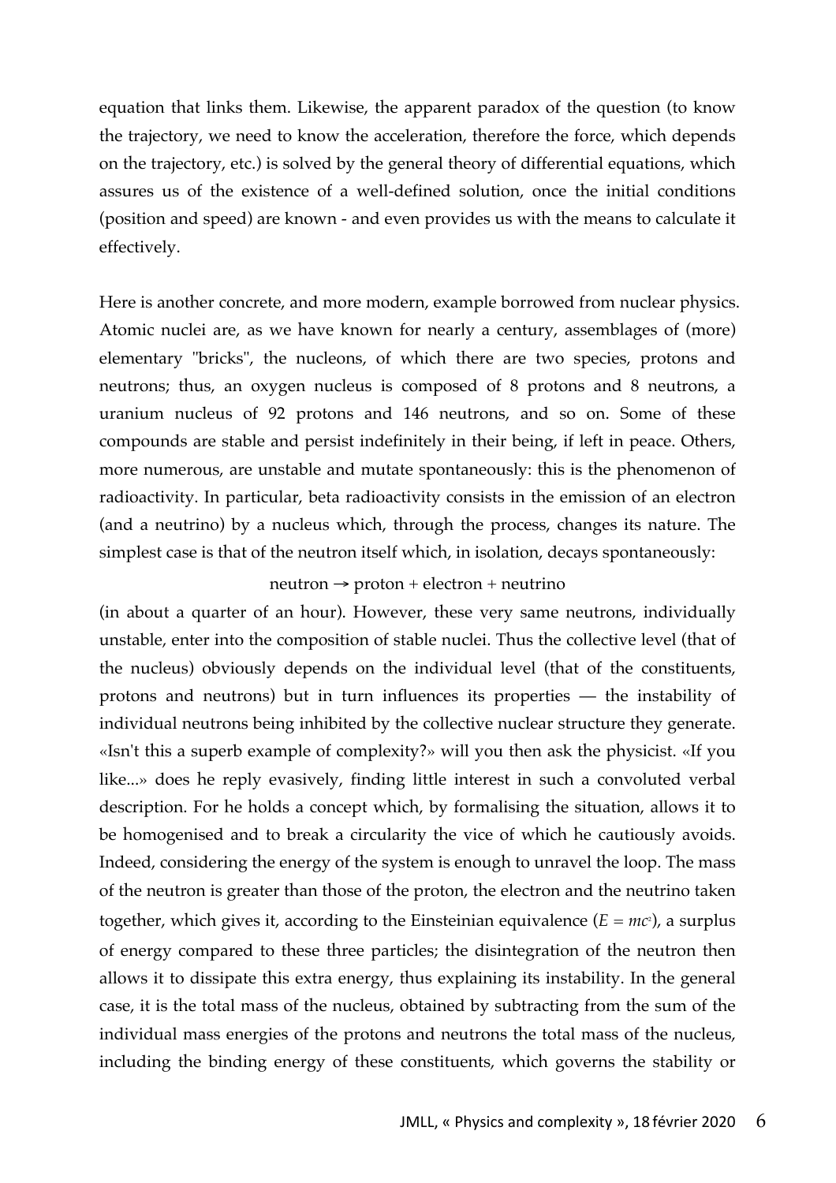equation that links them. Likewise, the apparent paradox of the question (to know the trajectory, we need to know the acceleration, therefore the force, which depends on the trajectory, etc.) is solved by the general theory of differential equations, which assures us of the existence of a well-defined solution, once the initial conditions (position and speed) are known - and even provides us with the means to calculate it effectively.

Here is another concrete, and more modern, example borrowed from nuclear physics. Atomic nuclei are, as we have known for nearly a century, assemblages of (more) elementary "bricks", the nucleons, of which there are two species, protons and neutrons; thus, an oxygen nucleus is composed of 8 protons and 8 neutrons, a uranium nucleus of 92 protons and 146 neutrons, and so on. Some of these compounds are stable and persist indefinitely in their being, if left in peace. Others, more numerous, are unstable and mutate spontaneously: this is the phenomenon of radioactivity. In particular, beta radioactivity consists in the emission of an electron (and a neutrino) by a nucleus which, through the process, changes its nature. The simplest case is that of the neutron itself which, in isolation, decays spontaneously:

$$\text{neutron} \rightarrow \text{proton} + \text{electron} + \text{neutrino}$$

(in about a quarter of an hour). However, these very same neutrons, individually unstable, enter into the composition of stable nuclei. Thus the collective level (that of the nucleus) obviously depends on the individual level (that of the constituents, protons and neutrons) but in turn influences its properties — the instability of individual neutrons being inhibited by the collective nuclear structure they generate. «Isn't this a superb example of complexity?» will you then ask the physicist. «If you like...» does he reply evasively, finding little interest in such a convoluted verbal description. For he holds a concept which, by formalising the situation, allows it to be homogenised and to break a circularity the vice of which he cautiously avoids. Indeed, considering the energy of the system is enough to unravel the loop. The mass of the neutron is greater than those of the proton, the electron and the neutrino taken together, which gives it, according to the Einsteinian equivalence ($E = mc^2$), a surplus of energy compared to these three particles; the disintegration of the neutron then allows it to dissipate this extra energy, thus explaining its instability. In the general case, it is the total mass of the nucleus, obtained by subtracting from the sum of the individual mass energies of the protons and neutrons the total mass of the nucleus, including the binding energy of these constituents, which governs the stability or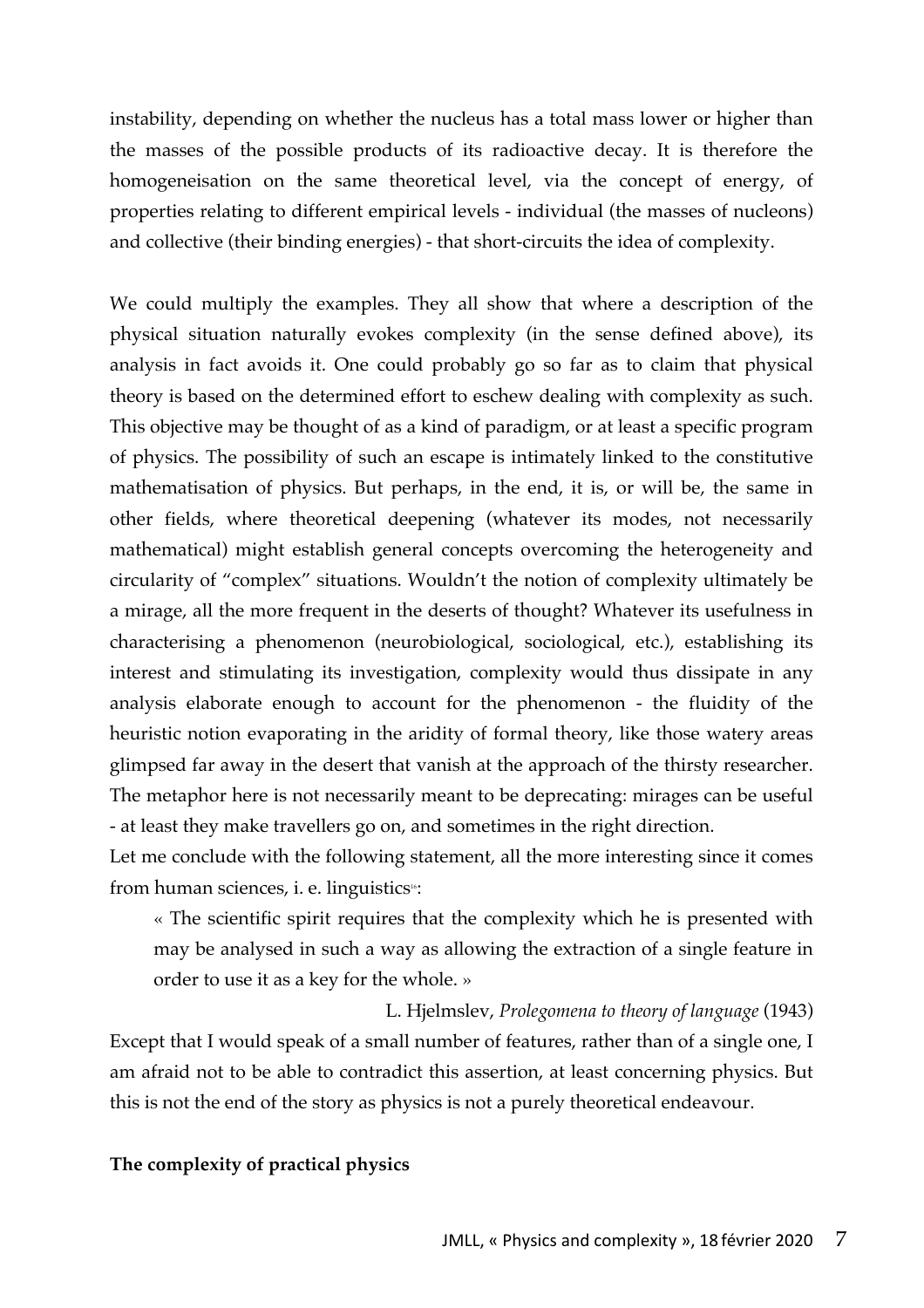instability, depending on whether the nucleus has a total mass lower or higher than the masses of the possible products of its radioactive decay. It is therefore the homogeneisation on the same theoretical level, via the concept of energy, of properties relating to different empirical levels - individual (the masses of nucleons) and collective (their binding energies) - that short-circuits the idea of complexity.

We could multiply the examples. They all show that where a description of the physical situation naturally evokes complexity (in the sense defined above), its analysis in fact avoids it. One could probably go so far as to claim that physical theory is based on the determined effort to eschew dealing with complexity as such. This objective may be thought of as a kind of paradigm, or at least a specific program of physics. The possibility of such an escape is intimately linked to the constitutive mathematisation of physics. But perhaps, in the end, it is, or will be, the same in other fields, where theoretical deepening (whatever its modes, not necessarily mathematical) might establish general concepts overcoming the heterogeneity and circularity of "complex" situations. Wouldn't the notion of complexity ultimately be a mirage, all the more frequent in the deserts of thought? Whatever its usefulness in characterising a phenomenon (neurobiological, sociological, etc.), establishing its interest and stimulating its investigation, complexity would thus dissipate in any analysis elaborate enough to account for the phenomenon - the fluidity of the heuristic notion evaporating in the aridity of formal theory, like those watery areas glimpsed far away in the desert that vanish at the approach of the thirsty researcher. The metaphor here is not necessarily meant to be deprecating: mirages can be useful - at least they make travellers go on, and sometimes in the right direction.

Let me conclude with the following statement, all the more interesting since it comes from human sciences, i. e. linguistics[18]:

> « The scientific spirit requires that the complexity which he is presented with may be analysed in such a way as allowing the extraction of a single feature in order to use it as a key for the whole. »
>
> L. Hjelmslev, *Prolegomena to theory of language* (1943)

Except that I would speak of a small number of features, rather than of a single one, I am afraid not to be able to contradict this assertion, at least concerning physics. But this is not the end of the story as physics is not a purely theoretical endeavour.

**The complexity of practical physics**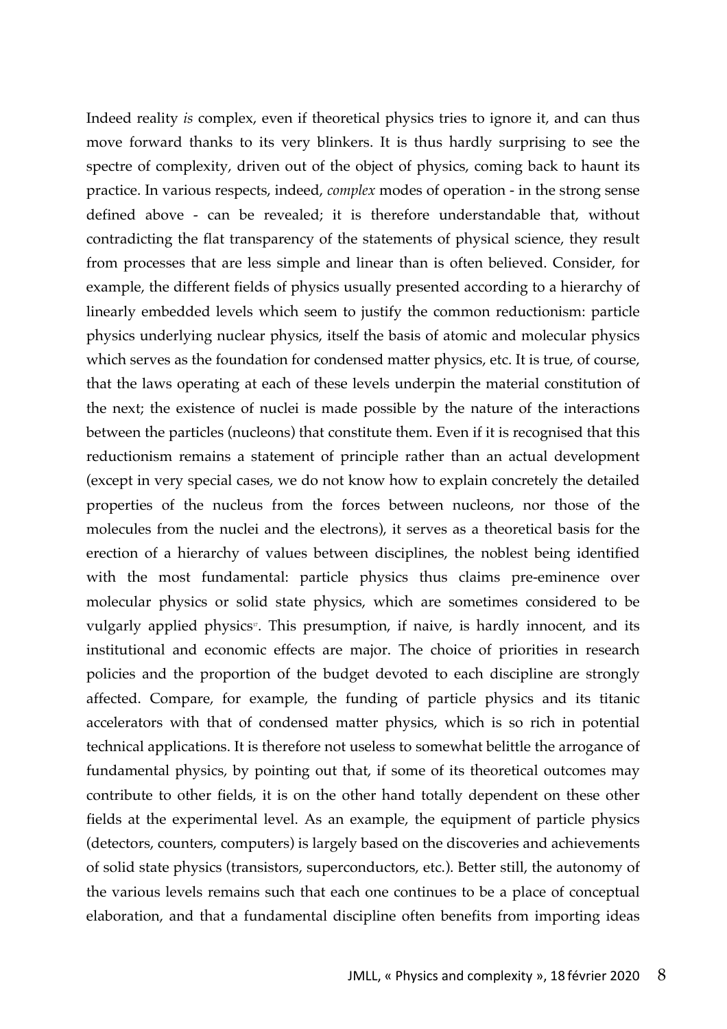Indeed reality *is* complex, even if theoretical physics tries to ignore it, and can thus move forward thanks to its very blinkers. It is thus hardly surprising to see the spectre of complexity, driven out of the object of physics, coming back to haunt its practice. In various respects, indeed, *complex* modes of operation - in the strong sense defined above - can be revealed; it is therefore understandable that, without contradicting the flat transparency of the statements of physical science, they result from processes that are less simple and linear than is often believed. Consider, for example, the different fields of physics usually presented according to a hierarchy of linearly embedded levels which seem to justify the common reductionism: particle physics underlying nuclear physics, itself the basis of atomic and molecular physics which serves as the foundation for condensed matter physics, etc. It is true, of course, that the laws operating at each of these levels underpin the material constitution of the next; the existence of nuclei is made possible by the nature of the interactions between the particles (nucleons) that constitute them. Even if it is recognised that this reductionism remains a statement of principle rather than an actual development (except in very special cases, we do not know how to explain concretely the detailed properties of the nucleus from the forces between nucleons, nor those of the molecules from the nuclei and the electrons), it serves as a theoretical basis for the erection of a hierarchy of values between disciplines, the noblest being identified with the most fundamental: particle physics thus claims pre-eminence over molecular physics or solid state physics, which are sometimes considered to be vulgarly applied physics[v]. This presumption, if naive, is hardly innocent, and its institutional and economic effects are major. The choice of priorities in research policies and the proportion of the budget devoted to each discipline are strongly affected. Compare, for example, the funding of particle physics and its titanic accelerators with that of condensed matter physics, which is so rich in potential technical applications. It is therefore not useless to somewhat belittle the arrogance of fundamental physics, by pointing out that, if some of its theoretical outcomes may contribute to other fields, it is on the other hand totally dependent on these other fields at the experimental level. As an example, the equipment of particle physics (detectors, counters, computers) is largely based on the discoveries and achievements of solid state physics (transistors, superconductors, etc.). Better still, the autonomy of the various levels remains such that each one continues to be a place of conceptual elaboration, and that a fundamental discipline often benefits from importing ideas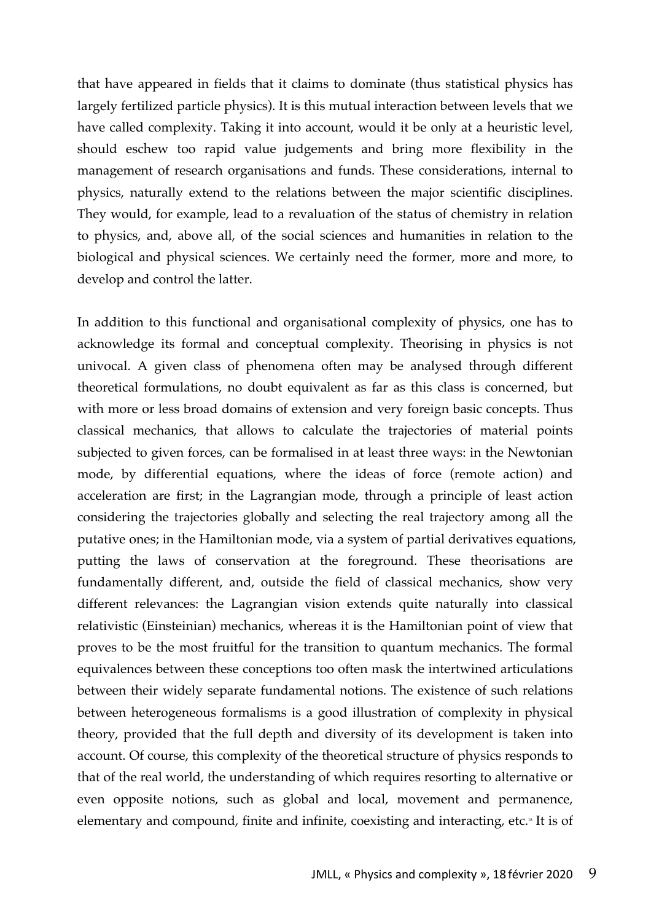that have appeared in fields that it claims to dominate (thus statistical physics has largely fertilized particle physics). It is this mutual interaction between levels that we have called complexity. Taking it into account, would it be only at a heuristic level, should eschew too rapid value judgements and bring more flexibility in the management of research organisations and funds. These considerations, internal to physics, naturally extend to the relations between the major scientific disciplines. They would, for example, lead to a revaluation of the status of chemistry in relation to physics, and, above all, of the social sciences and humanities in relation to the biological and physical sciences. We certainly need the former, more and more, to develop and control the latter.

In addition to this functional and organisational complexity of physics, one has to acknowledge its formal and conceptual complexity. Theorising in physics is not univocal. A given class of phenomena often may be analysed through different theoretical formulations, no doubt equivalent as far as this class is concerned, but with more or less broad domains of extension and very foreign basic concepts. Thus classical mechanics, that allows to calculate the trajectories of material points subjected to given forces, can be formalised in at least three ways: in the Newtonian mode, by differential equations, where the ideas of force (remote action) and acceleration are first; in the Lagrangian mode, through a principle of least action considering the trajectories globally and selecting the real trajectory among all the putative ones; in the Hamiltonian mode, via a system of partial derivatives equations, putting the laws of conservation at the foreground. These theorisations are fundamentally different, and, outside the field of classical mechanics, show very different relevances: the Lagrangian vision extends quite naturally into classical relativistic (Einsteinian) mechanics, whereas it is the Hamiltonian point of view that proves to be the most fruitful for the transition to quantum mechanics. The formal equivalences between these conceptions too often mask the intertwined articulations between their widely separate fundamental notions. The existence of such relations between heterogeneous formalisms is a good illustration of complexity in physical theory, provided that the full depth and diversity of its development is taken into account. Of course, this complexity of the theoretical structure of physics responds to that of the real world, the understanding of which requires resorting to alternative or even opposite notions, such as global and local, movement and permanence, elementary and compound, finite and infinite, coexisting and interacting, etc.[18] It is of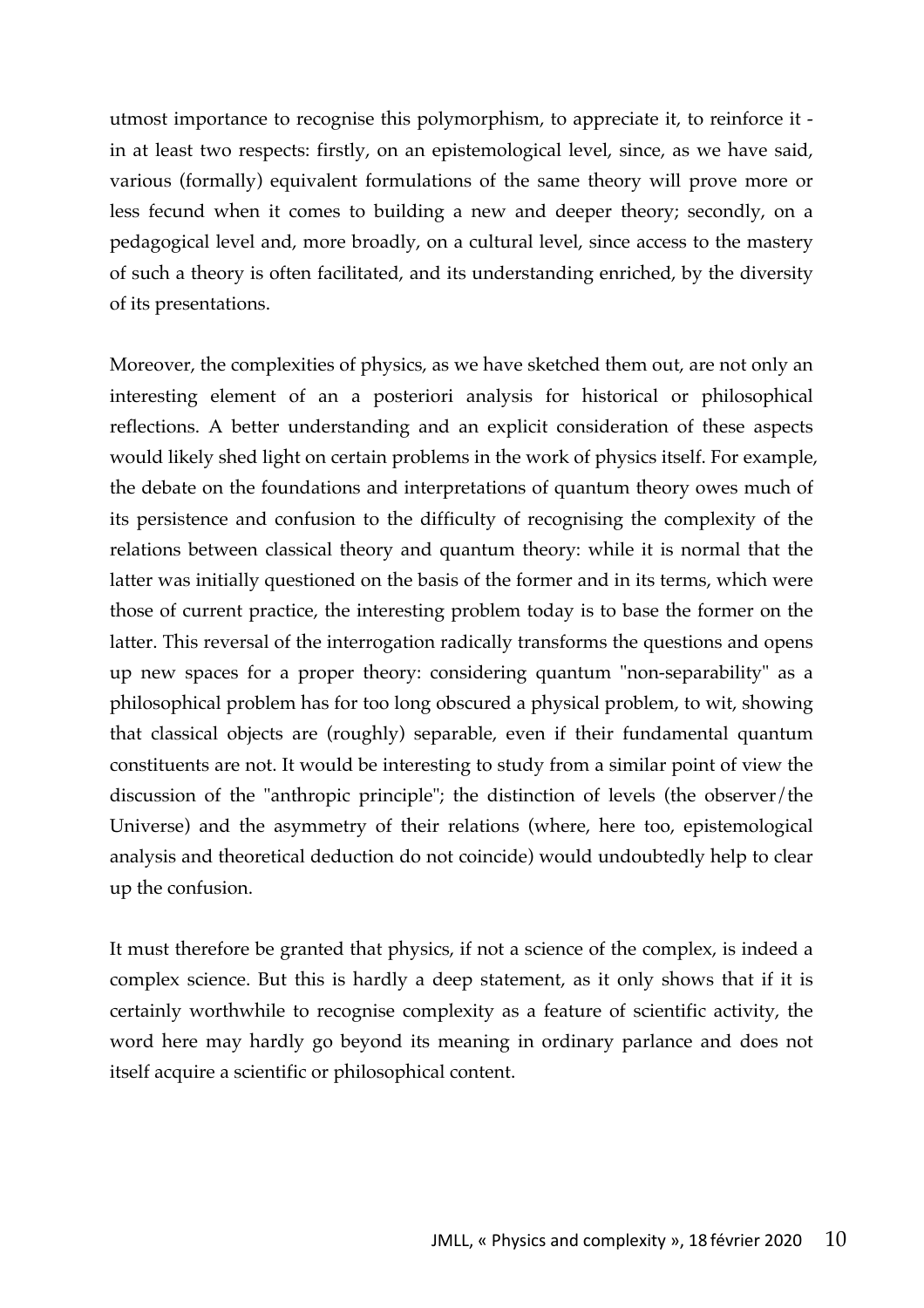utmost importance to recognise this polymorphism, to appreciate it, to reinforce it - in at least two respects: firstly, on an epistemological level, since, as we have said, various (formally) equivalent formulations of the same theory will prove more or less fecund when it comes to building a new and deeper theory; secondly, on a pedagogical level and, more broadly, on a cultural level, since access to the mastery of such a theory is often facilitated, and its understanding enriched, by the diversity of its presentations.

Moreover, the complexities of physics, as we have sketched them out, are not only an interesting element of an a posteriori analysis for historical or philosophical reflections. A better understanding and an explicit consideration of these aspects would likely shed light on certain problems in the work of physics itself. For example, the debate on the foundations and interpretations of quantum theory owes much of its persistence and confusion to the difficulty of recognising the complexity of the relations between classical theory and quantum theory: while it is normal that the latter was initially questioned on the basis of the former and in its terms, which were those of current practice, the interesting problem today is to base the former on the latter. This reversal of the interrogation radically transforms the questions and opens up new spaces for a proper theory: considering quantum "non-separability" as a philosophical problem has for too long obscured a physical problem, to wit, showing that classical objects are (roughly) separable, even if their fundamental quantum constituents are not. It would be interesting to study from a similar point of view the discussion of the "anthropic principle"; the distinction of levels (the observer/the Universe) and the asymmetry of their relations (where, here too, epistemological analysis and theoretical deduction do not coincide) would undoubtedly help to clear up the confusion.

It must therefore be granted that physics, if not a science of the complex, is indeed a complex science. But this is hardly a deep statement, as it only shows that if it is certainly worthwhile to recognise complexity as a feature of scientific activity, the word here may hardly go beyond its meaning in ordinary parlance and does not itself acquire a scientific or philosophical content.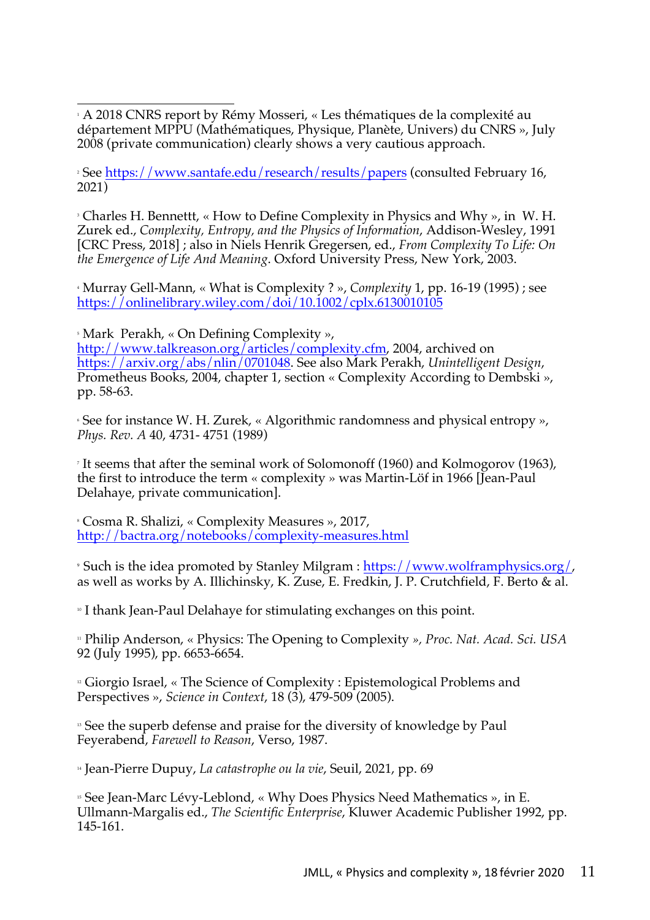[1] A 2018 CNRS report by Rémy Mosseri, « Les thématiques de la complexité au département MPPU (Mathématiques, Physique, Planète, Univers) du CNRS », July 2008 (private communication) clearly shows a very cautious approach.

[2] See https://www.santafe.edu/research/results/papers (consulted February 16, 2021)

[3] Charles H. Bennettt, « How to Define Complexity in Physics and Why », in W. H. Zurek ed., *Complexity, Entropy, and the Physics of Information*, Addison-Wesley, 1991 [CRC Press, 2018] ; also in Niels Henrik Gregersen, ed., *From Complexity To Life: On the Emergence of Life And Meaning*. Oxford University Press, New York, 2003.

[4] Murray Gell-Mann, « What is Complexity ? », *Complexity* 1, pp. 16-19 (1995) ; see https://onlinelibrary.wiley.com/doi/10.1002/cplx.6130010105

[5] Mark Perakh, « On Defining Complexity », http://www.talkreason.org/articles/complexity.cfm, 2004, archived on https://arxiv.org/abs/nlin/0701048. See also Mark Perakh, *Unintelligent Design*, Prometheus Books, 2004, chapter 1, section « Complexity According to Dembski », pp. 58-63.

[6] See for instance W. H. Zurek, « Algorithmic randomness and physical entropy », *Phys. Rev. A* 40, 4731- 4751 (1989)

[7] It seems that after the seminal work of Solomonoff (1960) and Kolmogorov (1963), the first to introduce the term « complexity » was Martin-Löf in 1966 [Jean-Paul Delahaye, private communication].

[8] Cosma R. Shalizi, « Complexity Measures », 2017, http://bactra.org/notebooks/complexity-measures.html

[9] Such is the idea promoted by Stanley Milgram : https://www.wolframphysics.org/, as well as works by A. Illichinsky, K. Zuse, E. Fredkin, J. P. Crutchfield, F. Berto & al.

[10] I thank Jean-Paul Delahaye for stimulating exchanges on this point.

[11] Philip Anderson, « Physics: The Opening to Complexity *», Proc. Nat. Acad. Sci. USA* 92 (July 1995), pp. 6653-6654.

[12] Giorgio Israel, « The Science of Complexity : Epistemological Problems and Perspectives », *Science in Context*, 18 (3), 479-509 (2005).

[13] See the superb defense and praise for the diversity of knowledge by Paul Feyerabend, *Farewell to Reason*, Verso, 1987.

[14] Jean-Pierre Dupuy, *La catastrophe ou la vie*, Seuil, 2021, pp. 69

[15] See Jean-Marc Lévy-Leblond, « Why Does Physics Need Mathematics », in E. Ullmann-Margalis ed., *The Scientific Enterprise*, Kluwer Academic Publisher 1992, pp. 145-161.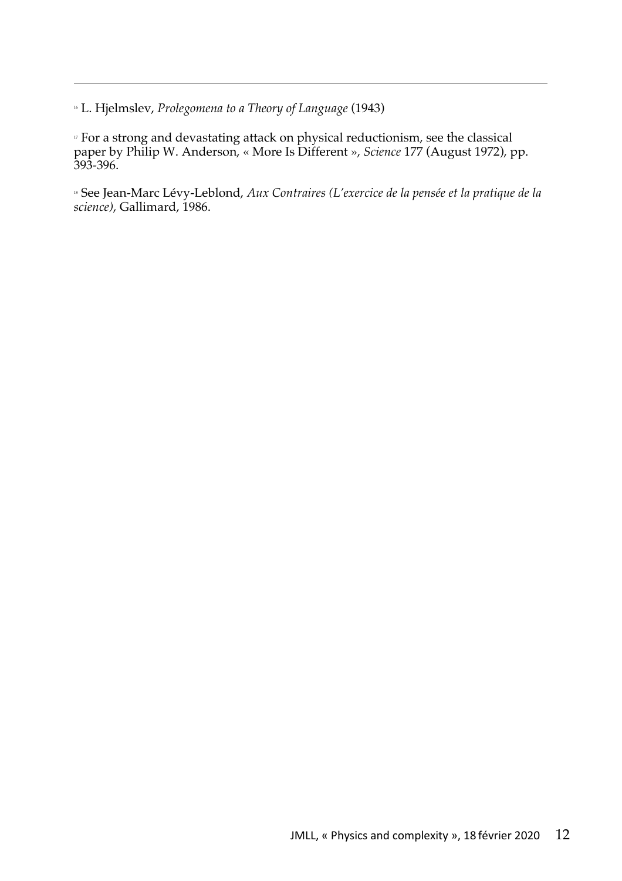[16] L. Hjelmslev, *Prolegomena to a Theory of Language* (1943)

[17] For a strong and devastating attack on physical reductionism, see the classical paper by Philip W. Anderson, « More Is Different », *Science* 177 (August 1972), pp. 393-396.

[18] See Jean-Marc Lévy-Leblond, *Aux Contraires (L'exercice de la pensée et la pratique de la science)*, Gallimard, 1986.